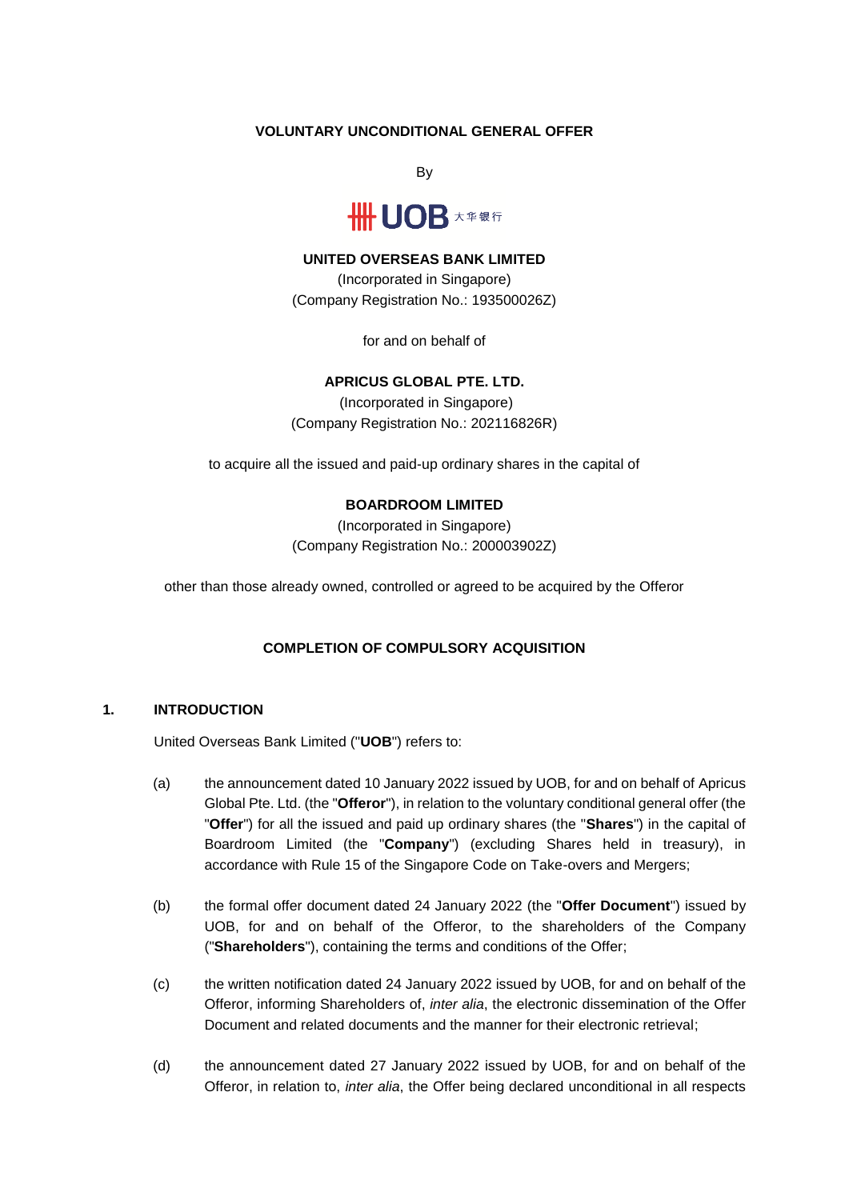**VOLUNTARY UNCONDITIONAL GENERAL OFFER**

By

**UNITED OVERSEAS BANK LIMITED**
(Incorporated in Singapore)
(Company Registration No.: 193500026Z)

for and on behalf of

**APRICUS GLOBAL PTE. LTD.**
(Incorporated in Singapore)
(Company Registration No.: 202116826R)

to acquire all the issued and paid-up ordinary shares in the capital of

**BOARDROOM LIMITED**
(Incorporated in Singapore)
(Company Registration No.: 200003902Z)

other than those already owned, controlled or agreed to be acquired by the Offeror

**COMPLETION OF COMPULSORY ACQUISITION**

## 1. INTRODUCTION

United Overseas Bank Limited ("**UOB**") refers to:

(a) the announcement dated 10 January 2022 issued by UOB, for and on behalf of Apricus Global Pte. Ltd. (the "**Offeror**"), in relation to the voluntary conditional general offer (the "**Offer**") for all the issued and paid up ordinary shares (the "**Shares**") in the capital of Boardroom Limited (the "**Company**") (excluding Shares held in treasury), in accordance with Rule 15 of the Singapore Code on Take-overs and Mergers;

(b) the formal offer document dated 24 January 2022 (the "**Offer Document**") issued by UOB, for and on behalf of the Offeror, to the shareholders of the Company ("**Shareholders**"), containing the terms and conditions of the Offer;

(c) the written notification dated 24 January 2022 issued by UOB, for and on behalf of the Offeror, informing Shareholders of, *inter alia*, the electronic dissemination of the Offer Document and related documents and the manner for their electronic retrieval;

(d) the announcement dated 27 January 2022 issued by UOB, for and on behalf of the Offeror, in relation to, *inter alia*, the Offer being declared unconditional in all respects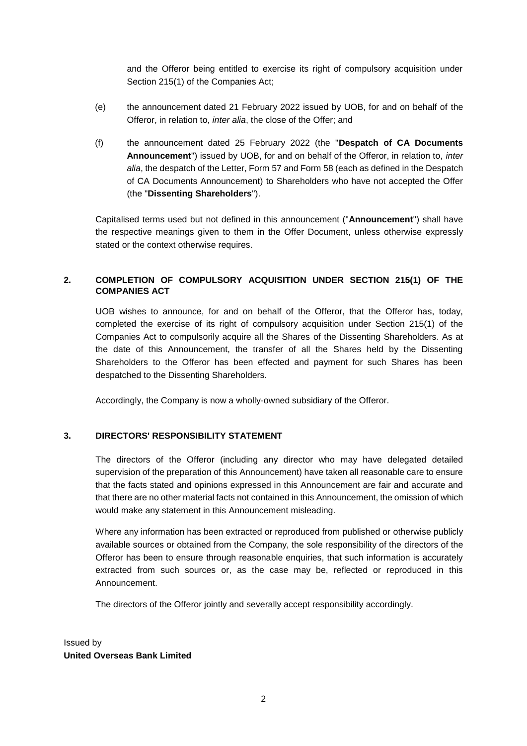and the Offeror being entitled to exercise its right of compulsory acquisition under Section 215(1) of the Companies Act;

(e) the announcement dated 21 February 2022 issued by UOB, for and on behalf of the Offeror, in relation to, *inter alia*, the close of the Offer; and

(f) the announcement dated 25 February 2022 (the "**Despatch of CA Documents Announcement**") issued by UOB, for and on behalf of the Offeror, in relation to, *inter alia*, the despatch of the Letter, Form 57 and Form 58 (each as defined in the Despatch of CA Documents Announcement) to Shareholders who have not accepted the Offer (the "**Dissenting Shareholders**").

Capitalised terms used but not defined in this announcement ("**Announcement**") shall have the respective meanings given to them in the Offer Document, unless otherwise expressly stated or the context otherwise requires.

## 2. COMPLETION OF COMPULSORY ACQUISITION UNDER SECTION 215(1) OF THE COMPANIES ACT

UOB wishes to announce, for and on behalf of the Offeror, that the Offeror has, today, completed the exercise of its right of compulsory acquisition under Section 215(1) of the Companies Act to compulsorily acquire all the Shares of the Dissenting Shareholders. As at the date of this Announcement, the transfer of all the Shares held by the Dissenting Shareholders to the Offeror has been effected and payment for such Shares has been despatched to the Dissenting Shareholders.

Accordingly, the Company is now a wholly-owned subsidiary of the Offeror.

## 3. DIRECTORS' RESPONSIBILITY STATEMENT

The directors of the Offeror (including any director who may have delegated detailed supervision of the preparation of this Announcement) have taken all reasonable care to ensure that the facts stated and opinions expressed in this Announcement are fair and accurate and that there are no other material facts not contained in this Announcement, the omission of which would make any statement in this Announcement misleading.

Where any information has been extracted or reproduced from published or otherwise publicly available sources or obtained from the Company, the sole responsibility of the directors of the Offeror has been to ensure through reasonable enquiries, that such information is accurately extracted from such sources or, as the case may be, reflected or reproduced in this Announcement.

The directors of the Offeror jointly and severally accept responsibility accordingly.

Issued by
**United Overseas Bank Limited**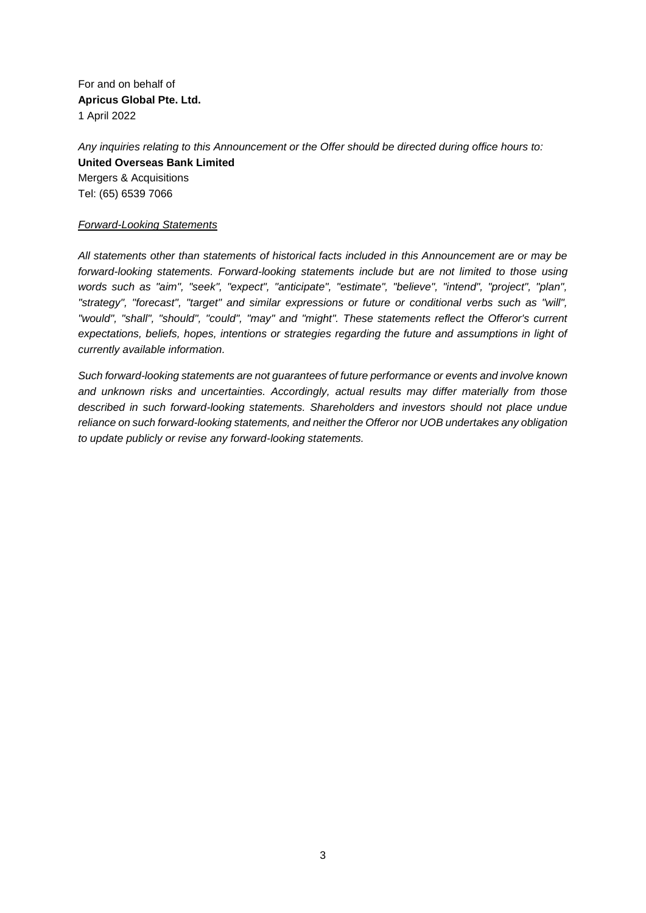For and on behalf of
**Apricus Global Pte. Ltd.**
1 April 2022

*Any inquiries relating to this Announcement or the Offer should be directed during office hours to:*
**United Overseas Bank Limited**
Mergers & Acquisitions
Tel: (65) 6539 7066

*Forward-Looking Statements*

*All statements other than statements of historical facts included in this Announcement are or may be forward-looking statements. Forward-looking statements include but are not limited to those using words such as "aim", "seek", "expect", "anticipate", "estimate", "believe", "intend", "project", "plan", "strategy", "forecast", "target" and similar expressions or future or conditional verbs such as "will", "would", "shall", "should", "could", "may" and "might". These statements reflect the Offeror's current expectations, beliefs, hopes, intentions or strategies regarding the future and assumptions in light of currently available information.*

*Such forward-looking statements are not guarantees of future performance or events and involve known and unknown risks and uncertainties. Accordingly, actual results may differ materially from those described in such forward-looking statements. Shareholders and investors should not place undue reliance on such forward-looking statements, and neither the Offeror nor UOB undertakes any obligation to update publicly or revise any forward-looking statements.*